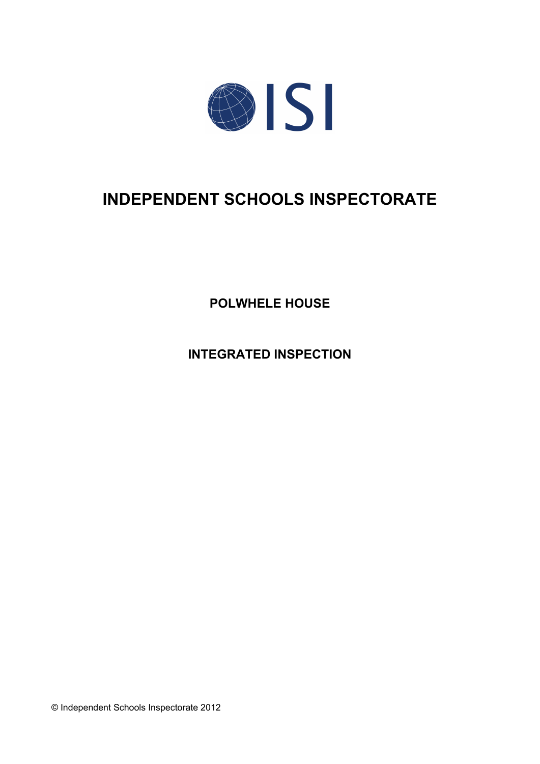# INDEPENDENT SCHOOLS INSPECTORATE

## POLWHELE HOUSE

## INTEGRATED INSPECTION

© Independent Schools Inspectorate 2012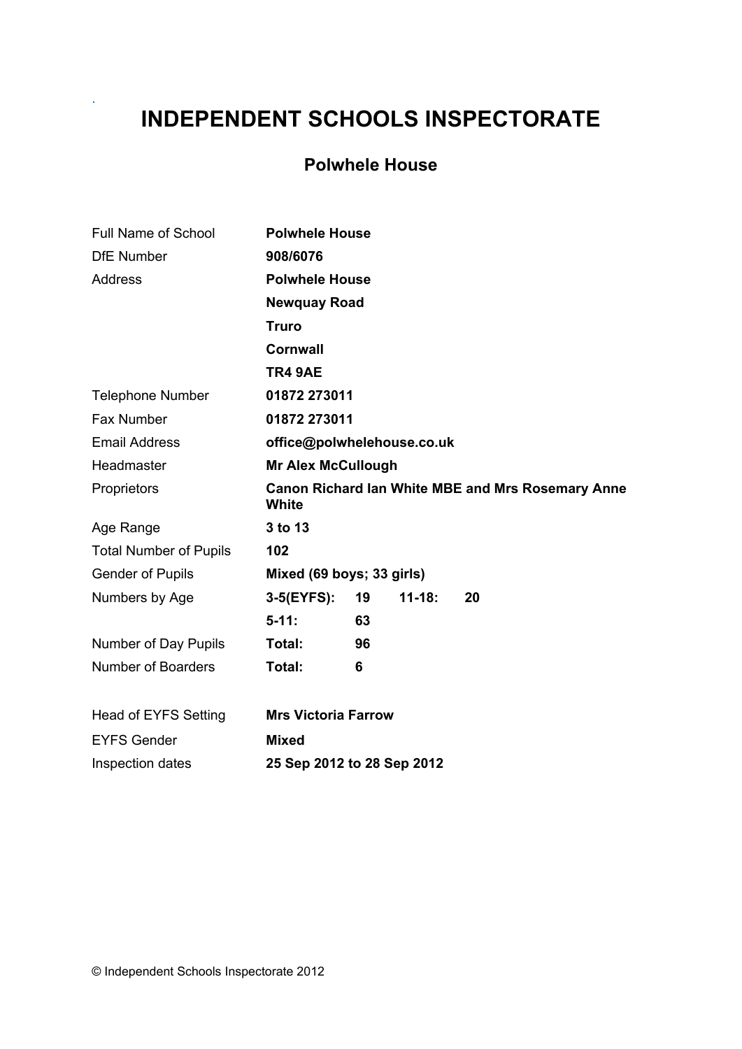# INDEPENDENT SCHOOLS INSPECTORATE

## Polwhele House

| | | | | |
|---|---|---|---|---|
| Full Name of School | **Polwhele House** | | | |
| DfE Number | **908/6076** | | | |
| Address | **Polwhele House** | | | |
| | **Newquay Road** | | | |
| | **Truro** | | | |
| | **Cornwall** | | | |
| | **TR4 9AE** | | | |
| Telephone Number | **01872 273011** | | | |
| Fax Number | **01872 273011** | | | |
| Email Address | **office@polwhelehouse.co.uk** | | | |
| Headmaster | **Mr Alex McCullough** | | | |
| Proprietors | **Canon Richard Ian White MBE and Mrs Rosemary Anne White** | | | |
| Age Range | **3 to 13** | | | |
| Total Number of Pupils | **102** | | | |
| Gender of Pupils | **Mixed (69 boys; 33 girls)** | | | |
| Numbers by Age | **3-5(EYFS):** | **19** | **11-18:** | **20** |
| | **5-11:** | **63** | | |
| Number of Day Pupils | **Total:** | **96** | | |
| Number of Boarders | **Total:** | **6** | | |
| | | | | |
| Head of EYFS Setting | **Mrs Victoria Farrow** | | | |
| EYFS Gender | **Mixed** | | | |
| Inspection dates | **25 Sep 2012 to 28 Sep 2012** | | | |

© Independent Schools Inspectorate 2012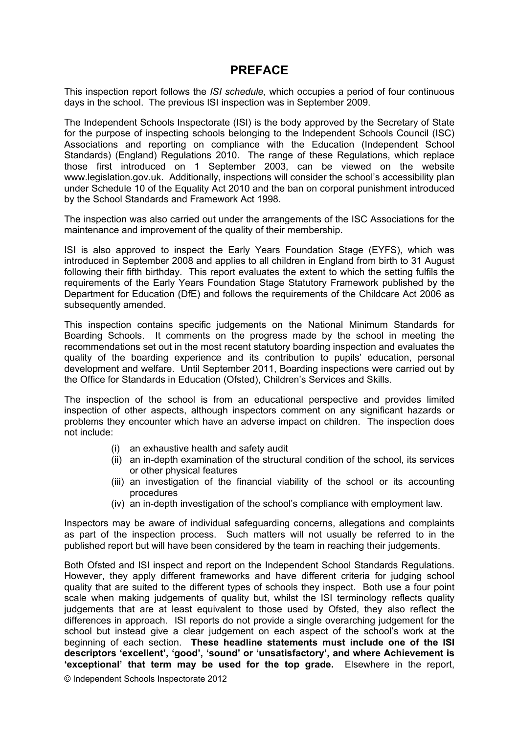# PREFACE

This inspection report follows the *ISI schedule,* which occupies a period of four continuous days in the school. The previous ISI inspection was in September 2009.

The Independent Schools Inspectorate (ISI) is the body approved by the Secretary of State for the purpose of inspecting schools belonging to the Independent Schools Council (ISC) Associations and reporting on compliance with the Education (Independent School Standards) (England) Regulations 2010. The range of these Regulations, which replace those first introduced on 1 September 2003, can be viewed on the website www.legislation.gov.uk. Additionally, inspections will consider the school's accessibility plan under Schedule 10 of the Equality Act 2010 and the ban on corporal punishment introduced by the School Standards and Framework Act 1998.

The inspection was also carried out under the arrangements of the ISC Associations for the maintenance and improvement of the quality of their membership.

ISI is also approved to inspect the Early Years Foundation Stage (EYFS), which was introduced in September 2008 and applies to all children in England from birth to 31 August following their fifth birthday. This report evaluates the extent to which the setting fulfils the requirements of the Early Years Foundation Stage Statutory Framework published by the Department for Education (DfE) and follows the requirements of the Childcare Act 2006 as subsequently amended.

This inspection contains specific judgements on the National Minimum Standards for Boarding Schools. It comments on the progress made by the school in meeting the recommendations set out in the most recent statutory boarding inspection and evaluates the quality of the boarding experience and its contribution to pupils' education, personal development and welfare. Until September 2011, Boarding inspections were carried out by the Office for Standards in Education (Ofsted), Children's Services and Skills.

The inspection of the school is from an educational perspective and provides limited inspection of other aspects, although inspectors comment on any significant hazards or problems they encounter which have an adverse impact on children. The inspection does not include:

(i) an exhaustive health and safety audit
(ii) an in-depth examination of the structural condition of the school, its services or other physical features
(iii) an investigation of the financial viability of the school or its accounting procedures
(iv) an in-depth investigation of the school's compliance with employment law.

Inspectors may be aware of individual safeguarding concerns, allegations and complaints as part of the inspection process. Such matters will not usually be referred to in the published report but will have been considered by the team in reaching their judgements.

Both Ofsted and ISI inspect and report on the Independent School Standards Regulations. However, they apply different frameworks and have different criteria for judging school quality that are suited to the different types of schools they inspect. Both use a four point scale when making judgements of quality but, whilst the ISI terminology reflects quality judgements that are at least equivalent to those used by Ofsted, they also reflect the differences in approach. ISI reports do not provide a single overarching judgement for the school but instead give a clear judgement on each aspect of the school's work at the beginning of each section. **These headline statements must include one of the ISI descriptors 'excellent', 'good', 'sound' or 'unsatisfactory', and where Achievement is 'exceptional' that term may be used for the top grade.** Elsewhere in the report,

© Independent Schools Inspectorate 2012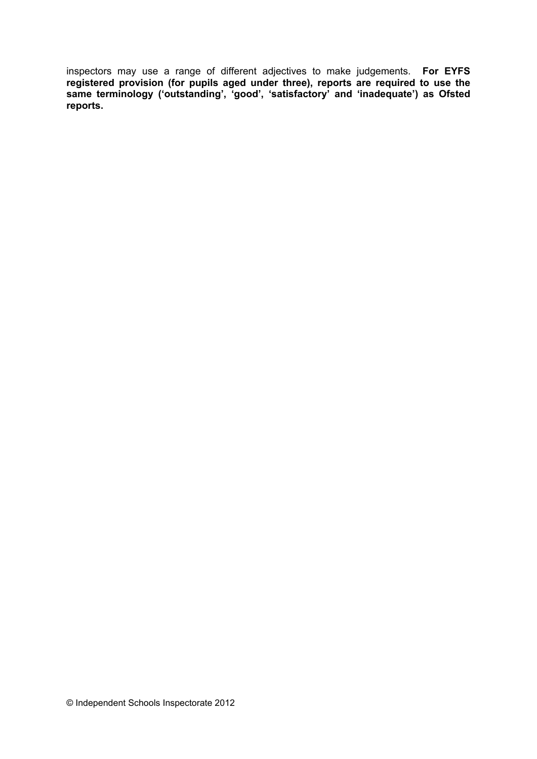inspectors may use a range of different adjectives to make judgements. **For EYFS registered provision (for pupils aged under three), reports are required to use the same terminology ('outstanding', 'good', 'satisfactory' and 'inadequate') as Ofsted reports.**

© Independent Schools Inspectorate 2012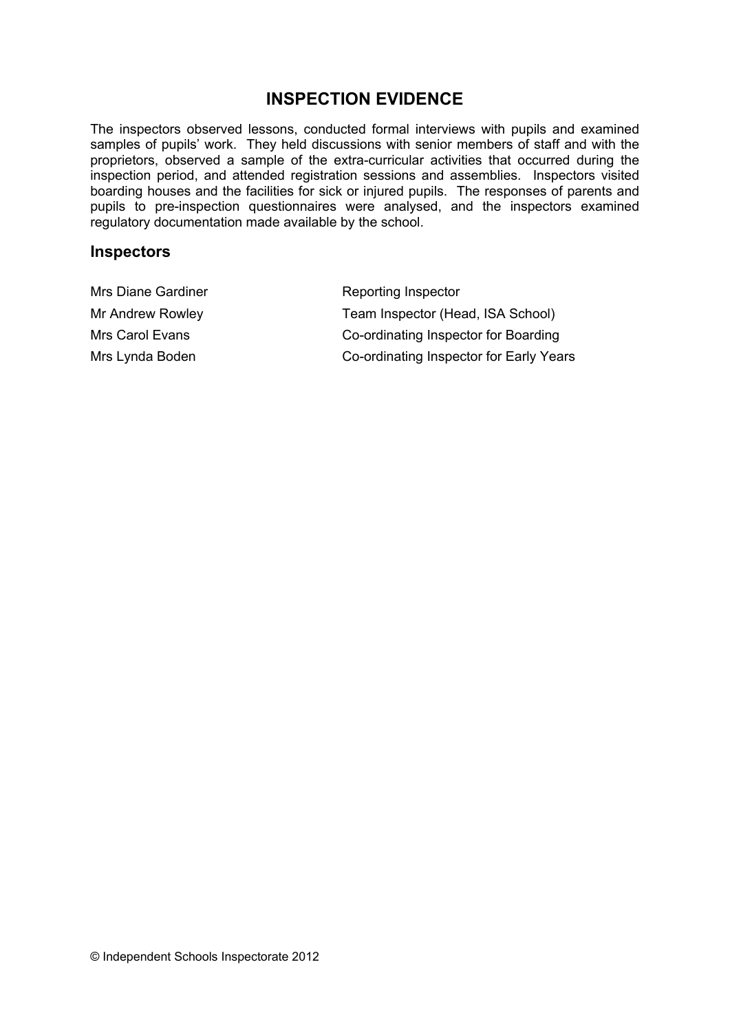# INSPECTION EVIDENCE

The inspectors observed lessons, conducted formal interviews with pupils and examined samples of pupils' work. They held discussions with senior members of staff and with the proprietors, observed a sample of the extra-curricular activities that occurred during the inspection period, and attended registration sessions and assemblies. Inspectors visited boarding houses and the facilities for sick or injured pupils. The responses of parents and pupils to pre-inspection questionnaires were analysed, and the inspectors examined regulatory documentation made available by the school.

## Inspectors

| | |
|---|---|
| Mrs Diane Gardiner | Reporting Inspector |
| Mr Andrew Rowley | Team Inspector (Head, ISA School) |
| Mrs Carol Evans | Co-ordinating Inspector for Boarding |
| Mrs Lynda Boden | Co-ordinating Inspector for Early Years |

© Independent Schools Inspectorate 2012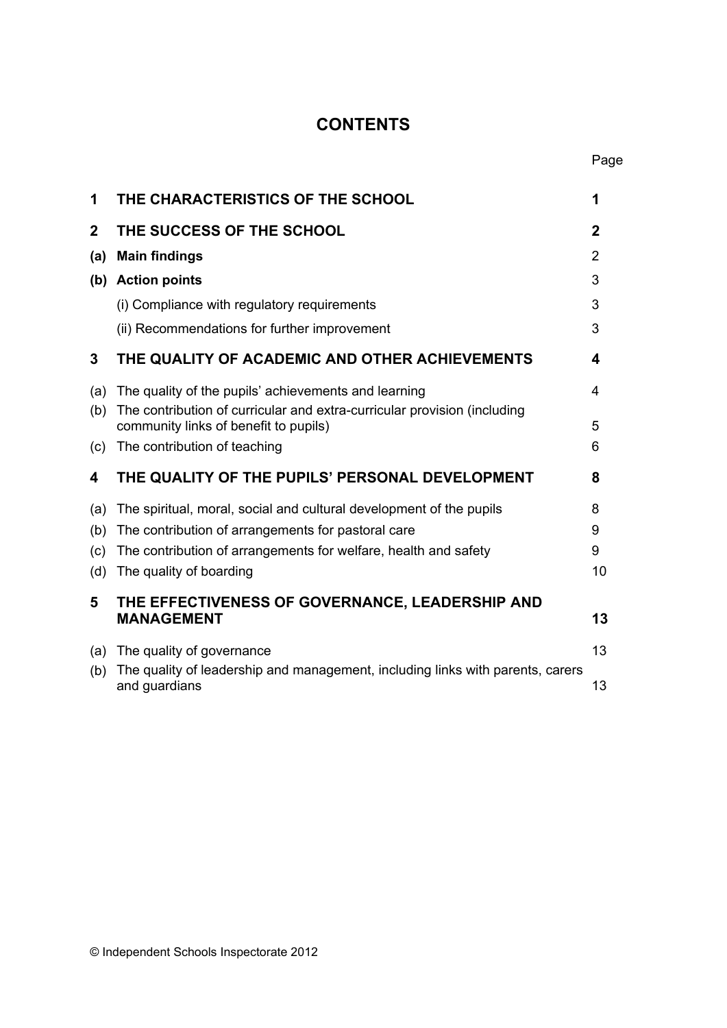# CONTENTS

| | | Page |
|---|---|---|
| **1** | **THE CHARACTERISTICS OF THE SCHOOL** | **1** |
| **2** | **THE SUCCESS OF THE SCHOOL** | **2** |
| **(a)** | **Main findings** | 2 |
| **(b)** | **Action points** | 3 |
| | (i) Compliance with regulatory requirements | 3 |
| | (ii) Recommendations for further improvement | 3 |
| **3** | **THE QUALITY OF ACADEMIC AND OTHER ACHIEVEMENTS** | **4** |
| (a) | The quality of the pupils' achievements and learning | 4 |
| (b) | The contribution of curricular and extra-curricular provision (including community links of benefit to pupils) | 5 |
| (c) | The contribution of teaching | 6 |
| **4** | **THE QUALITY OF THE PUPILS' PERSONAL DEVELOPMENT** | **8** |
| (a) | The spiritual, moral, social and cultural development of the pupils | 8 |
| (b) | The contribution of arrangements for pastoral care | 9 |
| (c) | The contribution of arrangements for welfare, health and safety | 9 |
| (d) | The quality of boarding | 10 |
| **5** | **THE EFFECTIVENESS OF GOVERNANCE, LEADERSHIP AND MANAGEMENT** | **13** |
| (a) | The quality of governance | 13 |
| (b) | The quality of leadership and management, including links with parents, carers and guardians | 13 |

© Independent Schools Inspectorate 2012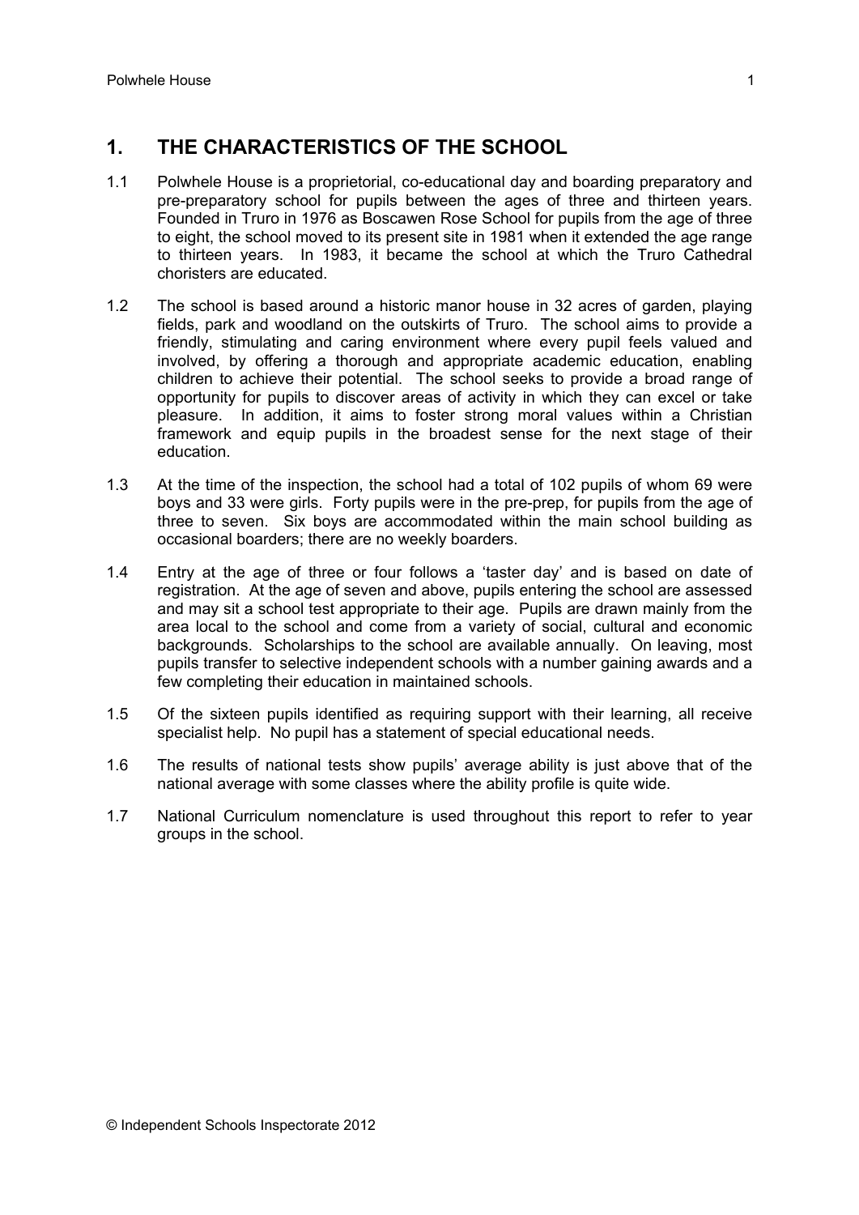## 1. THE CHARACTERISTICS OF THE SCHOOL

1.1 Polwhele House is a proprietorial, co-educational day and boarding preparatory and pre-preparatory school for pupils between the ages of three and thirteen years. Founded in Truro in 1976 as Boscawen Rose School for pupils from the age of three to eight, the school moved to its present site in 1981 when it extended the age range to thirteen years. In 1983, it became the school at which the Truro Cathedral choristers are educated.

1.2 The school is based around a historic manor house in 32 acres of garden, playing fields, park and woodland on the outskirts of Truro. The school aims to provide a friendly, stimulating and caring environment where every pupil feels valued and involved, by offering a thorough and appropriate academic education, enabling children to achieve their potential. The school seeks to provide a broad range of opportunity for pupils to discover areas of activity in which they can excel or take pleasure. In addition, it aims to foster strong moral values within a Christian framework and equip pupils in the broadest sense for the next stage of their education.

1.3 At the time of the inspection, the school had a total of 102 pupils of whom 69 were boys and 33 were girls. Forty pupils were in the pre-prep, for pupils from the age of three to seven. Six boys are accommodated within the main school building as occasional boarders; there are no weekly boarders.

1.4 Entry at the age of three or four follows a 'taster day' and is based on date of registration. At the age of seven and above, pupils entering the school are assessed and may sit a school test appropriate to their age. Pupils are drawn mainly from the area local to the school and come from a variety of social, cultural and economic backgrounds. Scholarships to the school are available annually. On leaving, most pupils transfer to selective independent schools with a number gaining awards and a few completing their education in maintained schools.

1.5 Of the sixteen pupils identified as requiring support with their learning, all receive specialist help. No pupil has a statement of special educational needs.

1.6 The results of national tests show pupils' average ability is just above that of the national average with some classes where the ability profile is quite wide.

1.7 National Curriculum nomenclature is used throughout this report to refer to year groups in the school.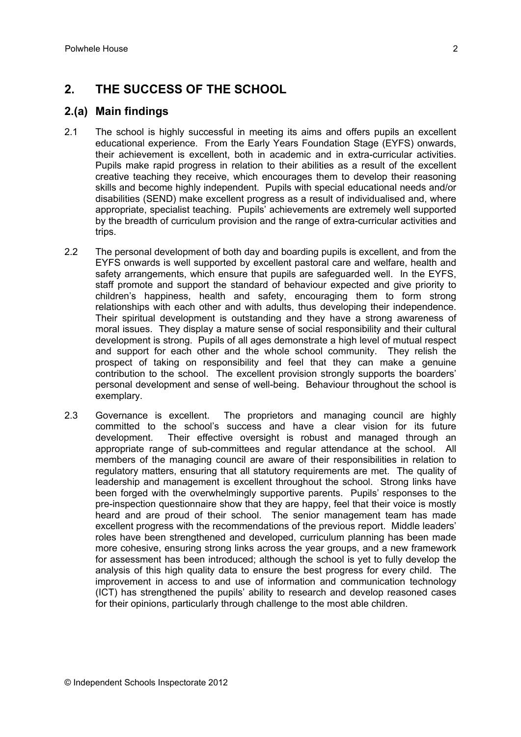## 2. THE SUCCESS OF THE SCHOOL

### 2.(a) Main findings

2.1 The school is highly successful in meeting its aims and offers pupils an excellent educational experience. From the Early Years Foundation Stage (EYFS) onwards, their achievement is excellent, both in academic and in extra-curricular activities. Pupils make rapid progress in relation to their abilities as a result of the excellent creative teaching they receive, which encourages them to develop their reasoning skills and become highly independent. Pupils with special educational needs and/or disabilities (SEND) make excellent progress as a result of individualised and, where appropriate, specialist teaching. Pupils' achievements are extremely well supported by the breadth of curriculum provision and the range of extra-curricular activities and trips.

2.2 The personal development of both day and boarding pupils is excellent, and from the EYFS onwards is well supported by excellent pastoral care and welfare, health and safety arrangements, which ensure that pupils are safeguarded well. In the EYFS, staff promote and support the standard of behaviour expected and give priority to children's happiness, health and safety, encouraging them to form strong relationships with each other and with adults, thus developing their independence. Their spiritual development is outstanding and they have a strong awareness of moral issues. They display a mature sense of social responsibility and their cultural development is strong. Pupils of all ages demonstrate a high level of mutual respect and support for each other and the whole school community. They relish the prospect of taking on responsibility and feel that they can make a genuine contribution to the school. The excellent provision strongly supports the boarders' personal development and sense of well-being. Behaviour throughout the school is exemplary.

2.3 Governance is excellent. The proprietors and managing council are highly committed to the school's success and have a clear vision for its future development. Their effective oversight is robust and managed through an appropriate range of sub-committees and regular attendance at the school. All members of the managing council are aware of their responsibilities in relation to regulatory matters, ensuring that all statutory requirements are met. The quality of leadership and management is excellent throughout the school. Strong links have been forged with the overwhelmingly supportive parents. Pupils' responses to the pre-inspection questionnaire show that they are happy, feel that their voice is mostly heard and are proud of their school. The senior management team has made excellent progress with the recommendations of the previous report. Middle leaders' roles have been strengthened and developed, curriculum planning has been made more cohesive, ensuring strong links across the year groups, and a new framework for assessment has been introduced; although the school is yet to fully develop the analysis of this high quality data to ensure the best progress for every child. The improvement in access to and use of information and communication technology (ICT) has strengthened the pupils' ability to research and develop reasoned cases for their opinions, particularly through challenge to the most able children.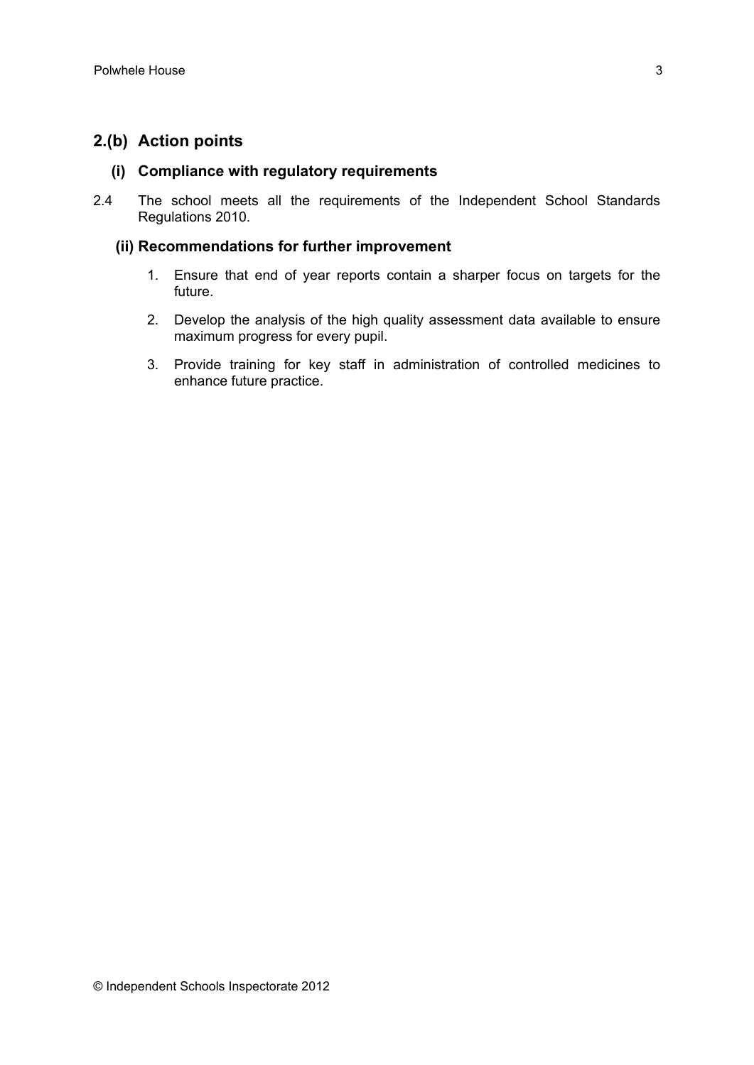## 2.(b) Action points

### (i) Compliance with regulatory requirements

2.4 The school meets all the requirements of the Independent School Standards Regulations 2010.

### (ii) Recommendations for further improvement

1. Ensure that end of year reports contain a sharper focus on targets for the future.
2. Develop the analysis of the high quality assessment data available to ensure maximum progress for every pupil.
3. Provide training for key staff in administration of controlled medicines to enhance future practice.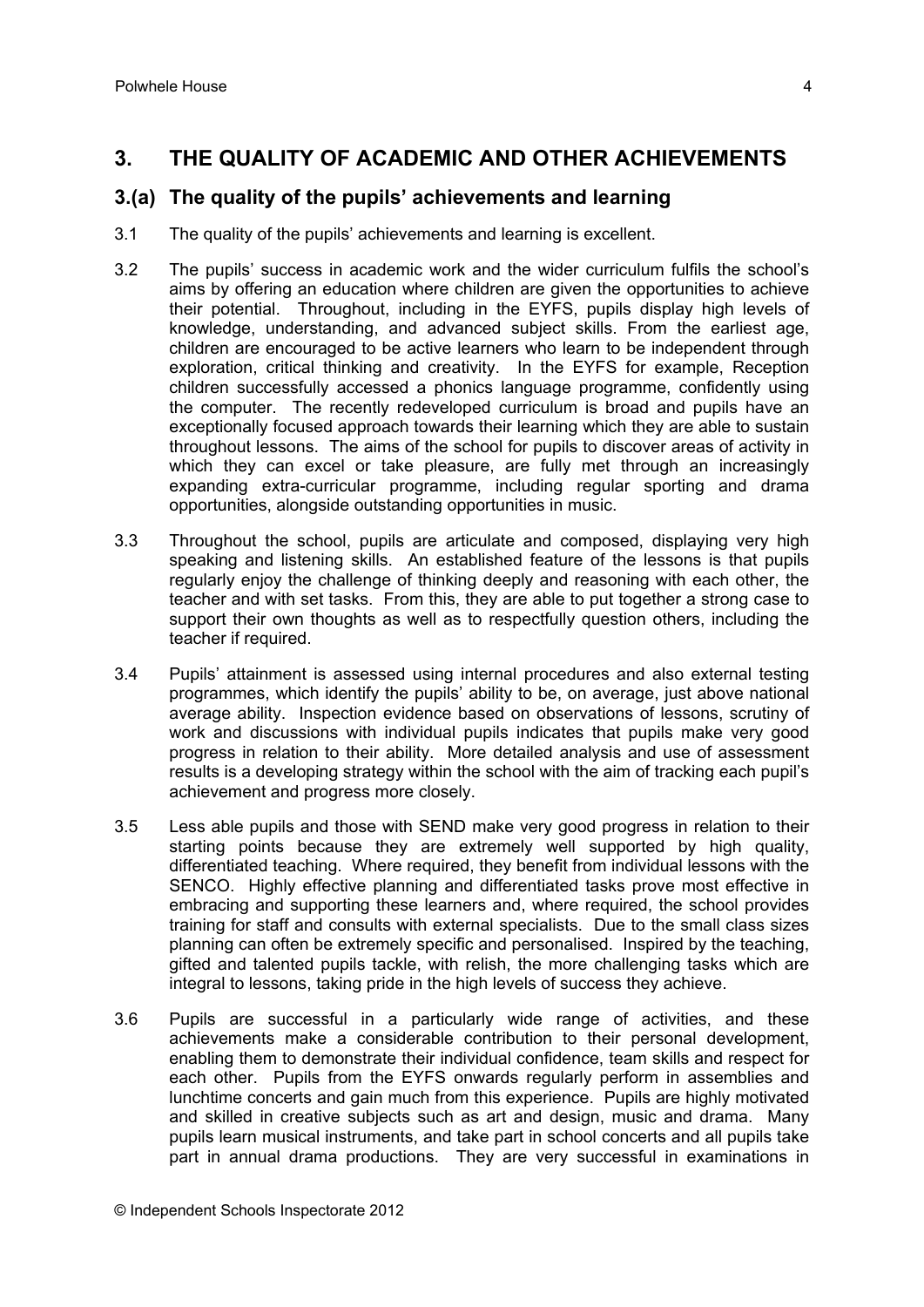## 3. THE QUALITY OF ACADEMIC AND OTHER ACHIEVEMENTS

### 3.(a) The quality of the pupils' achievements and learning

3.1 The quality of the pupils' achievements and learning is excellent.

3.2 The pupils' success in academic work and the wider curriculum fulfils the school's aims by offering an education where children are given the opportunities to achieve their potential. Throughout, including in the EYFS, pupils display high levels of knowledge, understanding, and advanced subject skills. From the earliest age, children are encouraged to be active learners who learn to be independent through exploration, critical thinking and creativity. In the EYFS for example, Reception children successfully accessed a phonics language programme, confidently using the computer. The recently redeveloped curriculum is broad and pupils have an exceptionally focused approach towards their learning which they are able to sustain throughout lessons. The aims of the school for pupils to discover areas of activity in which they can excel or take pleasure, are fully met through an increasingly expanding extra-curricular programme, including regular sporting and drama opportunities, alongside outstanding opportunities in music.

3.3 Throughout the school, pupils are articulate and composed, displaying very high speaking and listening skills. An established feature of the lessons is that pupils regularly enjoy the challenge of thinking deeply and reasoning with each other, the teacher and with set tasks. From this, they are able to put together a strong case to support their own thoughts as well as to respectfully question others, including the teacher if required.

3.4 Pupils' attainment is assessed using internal procedures and also external testing programmes, which identify the pupils' ability to be, on average, just above national average ability. Inspection evidence based on observations of lessons, scrutiny of work and discussions with individual pupils indicates that pupils make very good progress in relation to their ability. More detailed analysis and use of assessment results is a developing strategy within the school with the aim of tracking each pupil's achievement and progress more closely.

3.5 Less able pupils and those with SEND make very good progress in relation to their starting points because they are extremely well supported by high quality, differentiated teaching. Where required, they benefit from individual lessons with the SENCO. Highly effective planning and differentiated tasks prove most effective in embracing and supporting these learners and, where required, the school provides training for staff and consults with external specialists. Due to the small class sizes planning can often be extremely specific and personalised. Inspired by the teaching, gifted and talented pupils tackle, with relish, the more challenging tasks which are integral to lessons, taking pride in the high levels of success they achieve.

3.6 Pupils are successful in a particularly wide range of activities, and these achievements make a considerable contribution to their personal development, enabling them to demonstrate their individual confidence, team skills and respect for each other. Pupils from the EYFS onwards regularly perform in assemblies and lunchtime concerts and gain much from this experience. Pupils are highly motivated and skilled in creative subjects such as art and design, music and drama. Many pupils learn musical instruments, and take part in school concerts and all pupils take part in annual drama productions. They are very successful in examinations in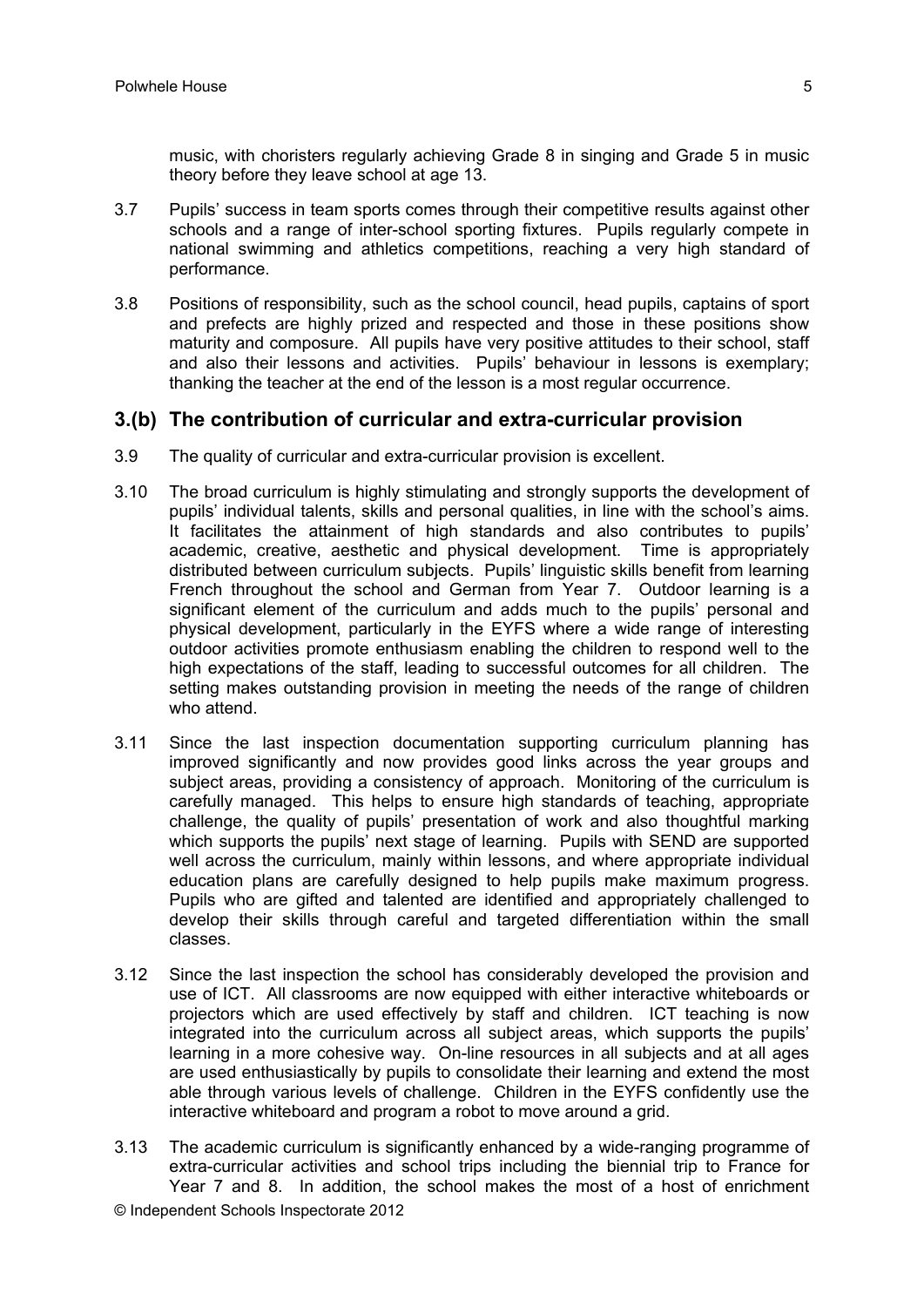music, with choristers regularly achieving Grade 8 in singing and Grade 5 in music theory before they leave school at age 13.

3.7 Pupils' success in team sports comes through their competitive results against other schools and a range of inter-school sporting fixtures. Pupils regularly compete in national swimming and athletics competitions, reaching a very high standard of performance.

3.8 Positions of responsibility, such as the school council, head pupils, captains of sport and prefects are highly prized and respected and those in these positions show maturity and composure. All pupils have very positive attitudes to their school, staff and also their lessons and activities. Pupils' behaviour in lessons is exemplary; thanking the teacher at the end of the lesson is a most regular occurrence.

## 3.(b) The contribution of curricular and extra-curricular provision

3.9 The quality of curricular and extra-curricular provision is excellent.

3.10 The broad curriculum is highly stimulating and strongly supports the development of pupils' individual talents, skills and personal qualities, in line with the school's aims. It facilitates the attainment of high standards and also contributes to pupils' academic, creative, aesthetic and physical development. Time is appropriately distributed between curriculum subjects. Pupils' linguistic skills benefit from learning French throughout the school and German from Year 7. Outdoor learning is a significant element of the curriculum and adds much to the pupils' personal and physical development, particularly in the EYFS where a wide range of interesting outdoor activities promote enthusiasm enabling the children to respond well to the high expectations of the staff, leading to successful outcomes for all children. The setting makes outstanding provision in meeting the needs of the range of children who attend.

3.11 Since the last inspection documentation supporting curriculum planning has improved significantly and now provides good links across the year groups and subject areas, providing a consistency of approach. Monitoring of the curriculum is carefully managed. This helps to ensure high standards of teaching, appropriate challenge, the quality of pupils' presentation of work and also thoughtful marking which supports the pupils' next stage of learning. Pupils with SEND are supported well across the curriculum, mainly within lessons, and where appropriate individual education plans are carefully designed to help pupils make maximum progress. Pupils who are gifted and talented are identified and appropriately challenged to develop their skills through careful and targeted differentiation within the small classes.

3.12 Since the last inspection the school has considerably developed the provision and use of ICT. All classrooms are now equipped with either interactive whiteboards or projectors which are used effectively by staff and children. ICT teaching is now integrated into the curriculum across all subject areas, which supports the pupils' learning in a more cohesive way. On-line resources in all subjects and at all ages are used enthusiastically by pupils to consolidate their learning and extend the most able through various levels of challenge. Children in the EYFS confidently use the interactive whiteboard and program a robot to move around a grid.

3.13 The academic curriculum is significantly enhanced by a wide-ranging programme of extra-curricular activities and school trips including the biennial trip to France for Year 7 and 8. In addition, the school makes the most of a host of enrichment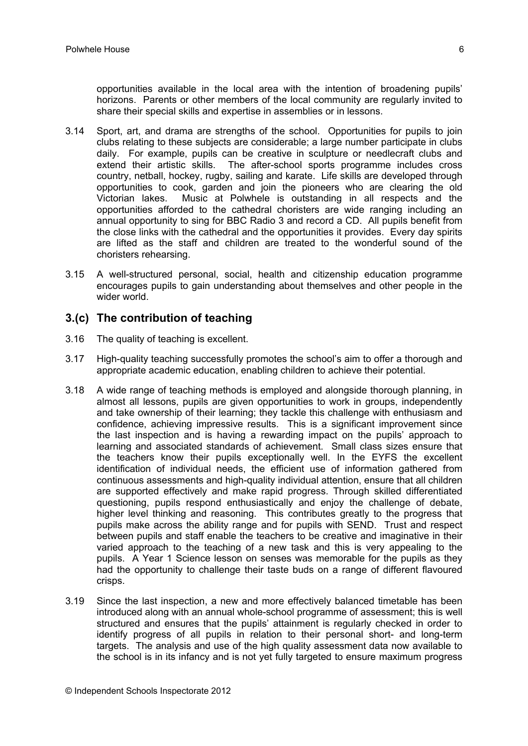opportunities available in the local area with the intention of broadening pupils' horizons. Parents or other members of the local community are regularly invited to share their special skills and expertise in assemblies or in lessons.

3.14 Sport, art, and drama are strengths of the school. Opportunities for pupils to join clubs relating to these subjects are considerable; a large number participate in clubs daily. For example, pupils can be creative in sculpture or needlecraft clubs and extend their artistic skills. The after-school sports programme includes cross country, netball, hockey, rugby, sailing and karate. Life skills are developed through opportunities to cook, garden and join the pioneers who are clearing the old Victorian lakes. Music at Polwhele is outstanding in all respects and the opportunities afforded to the cathedral choristers are wide ranging including an annual opportunity to sing for BBC Radio 3 and record a CD. All pupils benefit from the close links with the cathedral and the opportunities it provides. Every day spirits are lifted as the staff and children are treated to the wonderful sound of the choristers rehearsing.

3.15 A well-structured personal, social, health and citizenship education programme encourages pupils to gain understanding about themselves and other people in the wider world.

## 3.(c) The contribution of teaching

3.16 The quality of teaching is excellent.

3.17 High-quality teaching successfully promotes the school's aim to offer a thorough and appropriate academic education, enabling children to achieve their potential.

3.18 A wide range of teaching methods is employed and alongside thorough planning, in almost all lessons, pupils are given opportunities to work in groups, independently and take ownership of their learning; they tackle this challenge with enthusiasm and confidence, achieving impressive results. This is a significant improvement since the last inspection and is having a rewarding impact on the pupils' approach to learning and associated standards of achievement. Small class sizes ensure that the teachers know their pupils exceptionally well. In the EYFS the excellent identification of individual needs, the efficient use of information gathered from continuous assessments and high-quality individual attention, ensure that all children are supported effectively and make rapid progress. Through skilled differentiated questioning, pupils respond enthusiastically and enjoy the challenge of debate, higher level thinking and reasoning. This contributes greatly to the progress that pupils make across the ability range and for pupils with SEND. Trust and respect between pupils and staff enable the teachers to be creative and imaginative in their varied approach to the teaching of a new task and this is very appealing to the pupils. A Year 1 Science lesson on senses was memorable for the pupils as they had the opportunity to challenge their taste buds on a range of different flavoured crisps.

3.19 Since the last inspection, a new and more effectively balanced timetable has been introduced along with an annual whole-school programme of assessment; this is well structured and ensures that the pupils' attainment is regularly checked in order to identify progress of all pupils in relation to their personal short- and long-term targets. The analysis and use of the high quality assessment data now available to the school is in its infancy and is not yet fully targeted to ensure maximum progress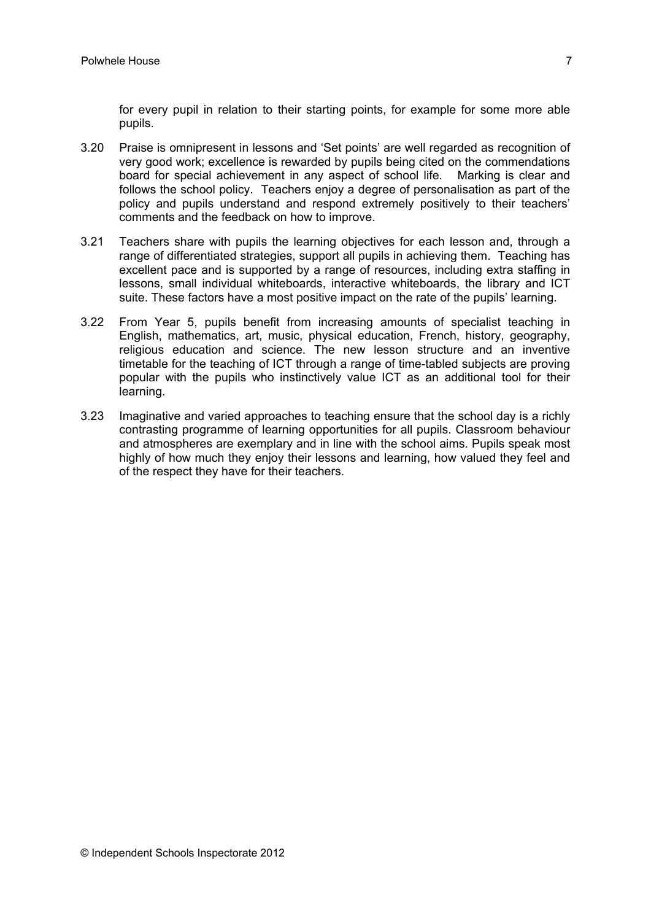for every pupil in relation to their starting points, for example for some more able pupils.

3.20 Praise is omnipresent in lessons and 'Set points' are well regarded as recognition of very good work; excellence is rewarded by pupils being cited on the commendations board for special achievement in any aspect of school life. Marking is clear and follows the school policy. Teachers enjoy a degree of personalisation as part of the policy and pupils understand and respond extremely positively to their teachers' comments and the feedback on how to improve.

3.21 Teachers share with pupils the learning objectives for each lesson and, through a range of differentiated strategies, support all pupils in achieving them. Teaching has excellent pace and is supported by a range of resources, including extra staffing in lessons, small individual whiteboards, interactive whiteboards, the library and ICT suite. These factors have a most positive impact on the rate of the pupils' learning.

3.22 From Year 5, pupils benefit from increasing amounts of specialist teaching in English, mathematics, art, music, physical education, French, history, geography, religious education and science. The new lesson structure and an inventive timetable for the teaching of ICT through a range of time-tabled subjects are proving popular with the pupils who instinctively value ICT as an additional tool for their learning.

3.23 Imaginative and varied approaches to teaching ensure that the school day is a richly contrasting programme of learning opportunities for all pupils. Classroom behaviour and atmospheres are exemplary and in line with the school aims. Pupils speak most highly of how much they enjoy their lessons and learning, how valued they feel and of the respect they have for their teachers.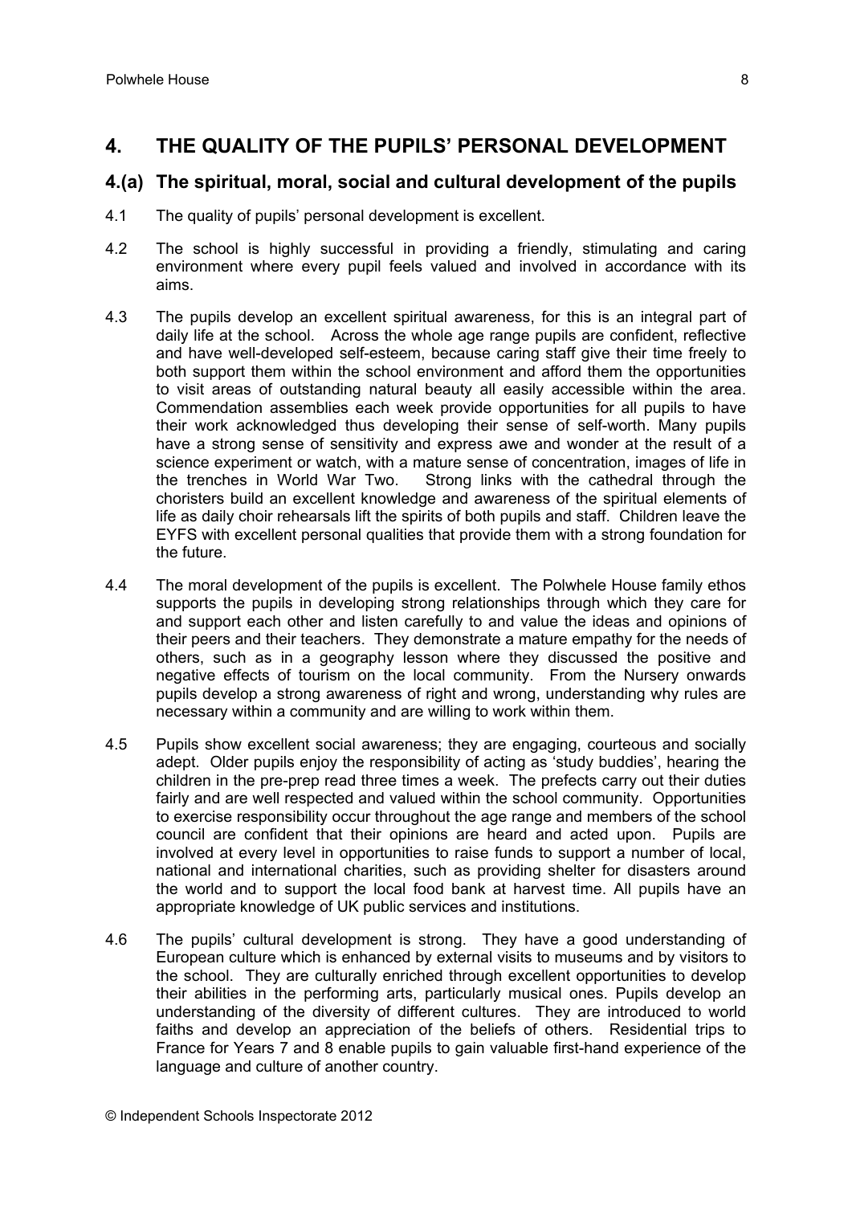## 4. THE QUALITY OF THE PUPILS' PERSONAL DEVELOPMENT

### 4.(a) The spiritual, moral, social and cultural development of the pupils

4.1 The quality of pupils' personal development is excellent.

4.2 The school is highly successful in providing a friendly, stimulating and caring environment where every pupil feels valued and involved in accordance with its aims.

4.3 The pupils develop an excellent spiritual awareness, for this is an integral part of daily life at the school. Across the whole age range pupils are confident, reflective and have well-developed self-esteem, because caring staff give their time freely to both support them within the school environment and afford them the opportunities to visit areas of outstanding natural beauty all easily accessible within the area. Commendation assemblies each week provide opportunities for all pupils to have their work acknowledged thus developing their sense of self-worth. Many pupils have a strong sense of sensitivity and express awe and wonder at the result of a science experiment or watch, with a mature sense of concentration, images of life in the trenches in World War Two. Strong links with the cathedral through the choristers build an excellent knowledge and awareness of the spiritual elements of life as daily choir rehearsals lift the spirits of both pupils and staff. Children leave the EYFS with excellent personal qualities that provide them with a strong foundation for the future.

4.4 The moral development of the pupils is excellent. The Polwhele House family ethos supports the pupils in developing strong relationships through which they care for and support each other and listen carefully to and value the ideas and opinions of their peers and their teachers. They demonstrate a mature empathy for the needs of others, such as in a geography lesson where they discussed the positive and negative effects of tourism on the local community. From the Nursery onwards pupils develop a strong awareness of right and wrong, understanding why rules are necessary within a community and are willing to work within them.

4.5 Pupils show excellent social awareness; they are engaging, courteous and socially adept. Older pupils enjoy the responsibility of acting as 'study buddies', hearing the children in the pre-prep read three times a week. The prefects carry out their duties fairly and are well respected and valued within the school community. Opportunities to exercise responsibility occur throughout the age range and members of the school council are confident that their opinions are heard and acted upon. Pupils are involved at every level in opportunities to raise funds to support a number of local, national and international charities, such as providing shelter for disasters around the world and to support the local food bank at harvest time. All pupils have an appropriate knowledge of UK public services and institutions.

4.6 The pupils' cultural development is strong. They have a good understanding of European culture which is enhanced by external visits to museums and by visitors to the school. They are culturally enriched through excellent opportunities to develop their abilities in the performing arts, particularly musical ones. Pupils develop an understanding of the diversity of different cultures. They are introduced to world faiths and develop an appreciation of the beliefs of others. Residential trips to France for Years 7 and 8 enable pupils to gain valuable first-hand experience of the language and culture of another country.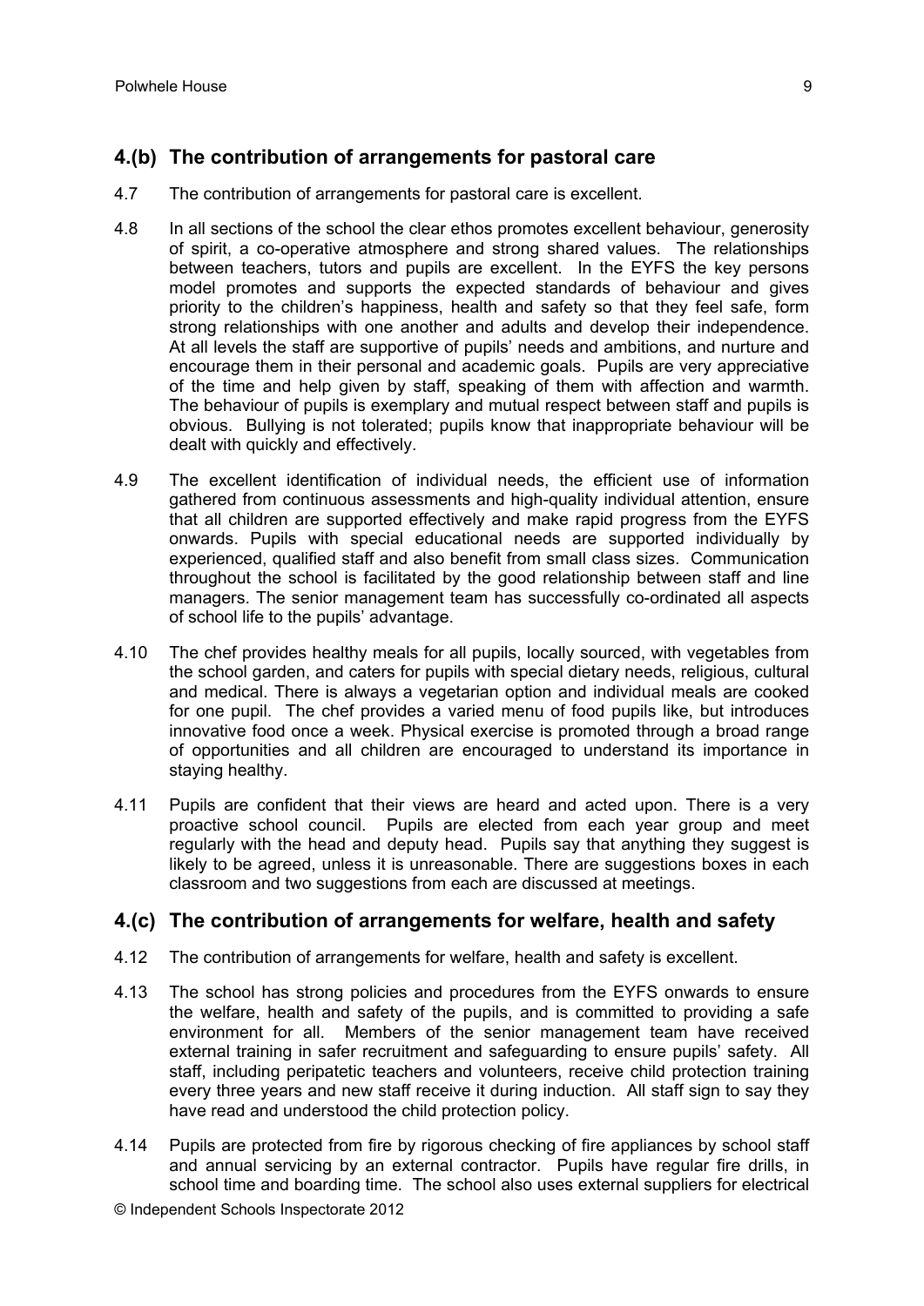## 4.(b) The contribution of arrangements for pastoral care

4.7 The contribution of arrangements for pastoral care is excellent.

4.8 In all sections of the school the clear ethos promotes excellent behaviour, generosity of spirit, a co-operative atmosphere and strong shared values. The relationships between teachers, tutors and pupils are excellent. In the EYFS the key persons model promotes and supports the expected standards of behaviour and gives priority to the children's happiness, health and safety so that they feel safe, form strong relationships with one another and adults and develop their independence. At all levels the staff are supportive of pupils' needs and ambitions, and nurture and encourage them in their personal and academic goals. Pupils are very appreciative of the time and help given by staff, speaking of them with affection and warmth. The behaviour of pupils is exemplary and mutual respect between staff and pupils is obvious. Bullying is not tolerated; pupils know that inappropriate behaviour will be dealt with quickly and effectively.

4.9 The excellent identification of individual needs, the efficient use of information gathered from continuous assessments and high-quality individual attention, ensure that all children are supported effectively and make rapid progress from the EYFS onwards. Pupils with special educational needs are supported individually by experienced, qualified staff and also benefit from small class sizes. Communication throughout the school is facilitated by the good relationship between staff and line managers. The senior management team has successfully co-ordinated all aspects of school life to the pupils' advantage.

4.10 The chef provides healthy meals for all pupils, locally sourced, with vegetables from the school garden, and caters for pupils with special dietary needs, religious, cultural and medical. There is always a vegetarian option and individual meals are cooked for one pupil. The chef provides a varied menu of food pupils like, but introduces innovative food once a week. Physical exercise is promoted through a broad range of opportunities and all children are encouraged to understand its importance in staying healthy.

4.11 Pupils are confident that their views are heard and acted upon. There is a very proactive school council. Pupils are elected from each year group and meet regularly with the head and deputy head. Pupils say that anything they suggest is likely to be agreed, unless it is unreasonable. There are suggestions boxes in each classroom and two suggestions from each are discussed at meetings.

## 4.(c) The contribution of arrangements for welfare, health and safety

4.12 The contribution of arrangements for welfare, health and safety is excellent.

4.13 The school has strong policies and procedures from the EYFS onwards to ensure the welfare, health and safety of the pupils, and is committed to providing a safe environment for all. Members of the senior management team have received external training in safer recruitment and safeguarding to ensure pupils' safety. All staff, including peripatetic teachers and volunteers, receive child protection training every three years and new staff receive it during induction. All staff sign to say they have read and understood the child protection policy.

4.14 Pupils are protected from fire by rigorous checking of fire appliances by school staff and annual servicing by an external contractor. Pupils have regular fire drills, in school time and boarding time. The school also uses external suppliers for electrical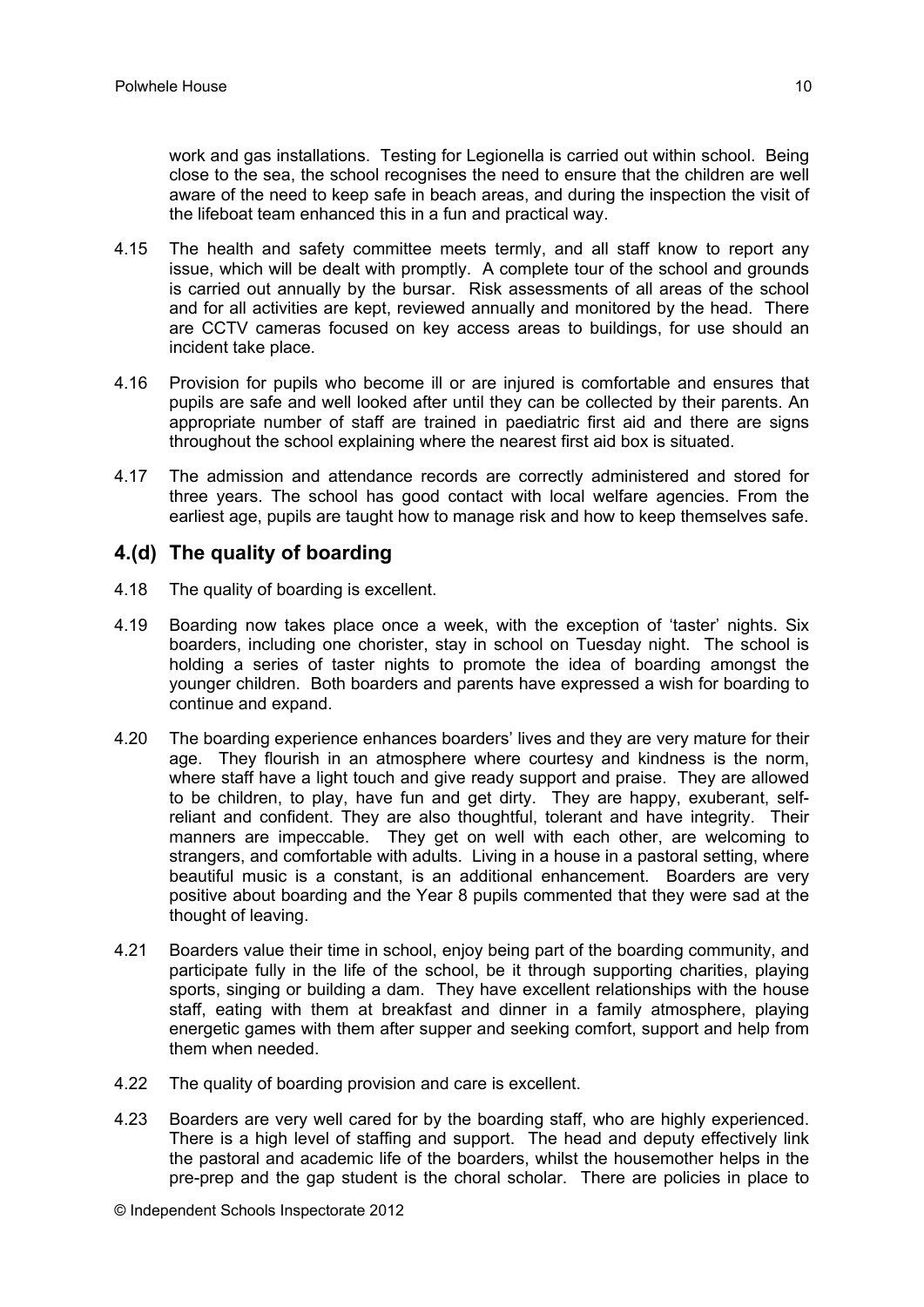work and gas installations. Testing for Legionella is carried out within school. Being close to the sea, the school recognises the need to ensure that the children are well aware of the need to keep safe in beach areas, and during the inspection the visit of the lifeboat team enhanced this in a fun and practical way.

4.15 The health and safety committee meets termly, and all staff know to report any issue, which will be dealt with promptly. A complete tour of the school and grounds is carried out annually by the bursar. Risk assessments of all areas of the school and for all activities are kept, reviewed annually and monitored by the head. There are CCTV cameras focused on key access areas to buildings, for use should an incident take place.

4.16 Provision for pupils who become ill or are injured is comfortable and ensures that pupils are safe and well looked after until they can be collected by their parents. An appropriate number of staff are trained in paediatric first aid and there are signs throughout the school explaining where the nearest first aid box is situated.

4.17 The admission and attendance records are correctly administered and stored for three years. The school has good contact with local welfare agencies. From the earliest age, pupils are taught how to manage risk and how to keep themselves safe.

## 4.(d) The quality of boarding

4.18 The quality of boarding is excellent.

4.19 Boarding now takes place once a week, with the exception of 'taster' nights. Six boarders, including one chorister, stay in school on Tuesday night. The school is holding a series of taster nights to promote the idea of boarding amongst the younger children. Both boarders and parents have expressed a wish for boarding to continue and expand.

4.20 The boarding experience enhances boarders' lives and they are very mature for their age. They flourish in an atmosphere where courtesy and kindness is the norm, where staff have a light touch and give ready support and praise. They are allowed to be children, to play, have fun and get dirty. They are happy, exuberant, self-reliant and confident. They are also thoughtful, tolerant and have integrity. Their manners are impeccable. They get on well with each other, are welcoming to strangers, and comfortable with adults. Living in a house in a pastoral setting, where beautiful music is a constant, is an additional enhancement. Boarders are very positive about boarding and the Year 8 pupils commented that they were sad at the thought of leaving.

4.21 Boarders value their time in school, enjoy being part of the boarding community, and participate fully in the life of the school, be it through supporting charities, playing sports, singing or building a dam. They have excellent relationships with the house staff, eating with them at breakfast and dinner in a family atmosphere, playing energetic games with them after supper and seeking comfort, support and help from them when needed.

4.22 The quality of boarding provision and care is excellent.

4.23 Boarders are very well cared for by the boarding staff, who are highly experienced. There is a high level of staffing and support. The head and deputy effectively link the pastoral and academic life of the boarders, whilst the housemother helps in the pre-prep and the gap student is the choral scholar. There are policies in place to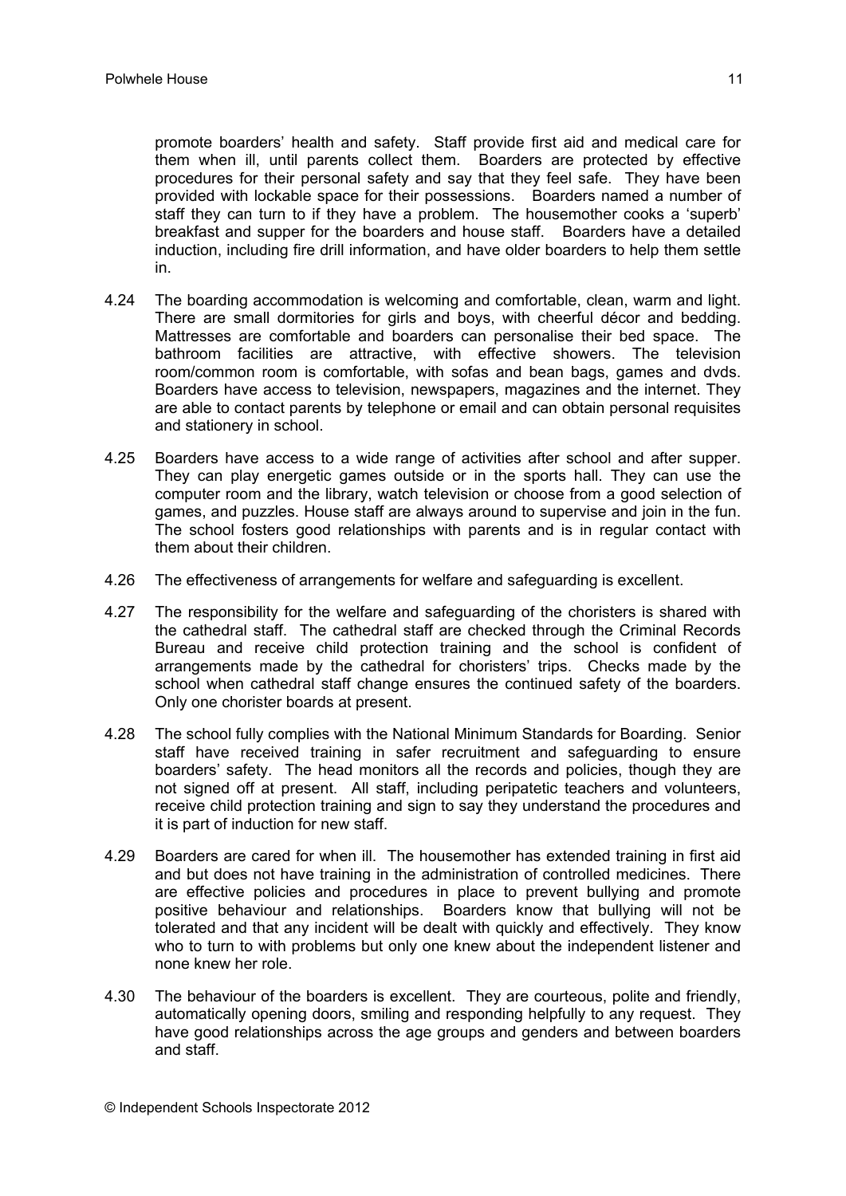promote boarders' health and safety. Staff provide first aid and medical care for them when ill, until parents collect them. Boarders are protected by effective procedures for their personal safety and say that they feel safe. They have been provided with lockable space for their possessions. Boarders named a number of staff they can turn to if they have a problem. The housemother cooks a 'superb' breakfast and supper for the boarders and house staff. Boarders have a detailed induction, including fire drill information, and have older boarders to help them settle in.

4.24 The boarding accommodation is welcoming and comfortable, clean, warm and light. There are small dormitories for girls and boys, with cheerful décor and bedding. Mattresses are comfortable and boarders can personalise their bed space. The bathroom facilities are attractive, with effective showers. The television room/common room is comfortable, with sofas and bean bags, games and dvds. Boarders have access to television, newspapers, magazines and the internet. They are able to contact parents by telephone or email and can obtain personal requisites and stationery in school.

4.25 Boarders have access to a wide range of activities after school and after supper. They can play energetic games outside or in the sports hall. They can use the computer room and the library, watch television or choose from a good selection of games, and puzzles. House staff are always around to supervise and join in the fun. The school fosters good relationships with parents and is in regular contact with them about their children.

4.26 The effectiveness of arrangements for welfare and safeguarding is excellent.

4.27 The responsibility for the welfare and safeguarding of the choristers is shared with the cathedral staff. The cathedral staff are checked through the Criminal Records Bureau and receive child protection training and the school is confident of arrangements made by the cathedral for choristers' trips. Checks made by the school when cathedral staff change ensures the continued safety of the boarders. Only one chorister boards at present.

4.28 The school fully complies with the National Minimum Standards for Boarding. Senior staff have received training in safer recruitment and safeguarding to ensure boarders' safety. The head monitors all the records and policies, though they are not signed off at present. All staff, including peripatetic teachers and volunteers, receive child protection training and sign to say they understand the procedures and it is part of induction for new staff.

4.29 Boarders are cared for when ill. The housemother has extended training in first aid and but does not have training in the administration of controlled medicines. There are effective policies and procedures in place to prevent bullying and promote positive behaviour and relationships. Boarders know that bullying will not be tolerated and that any incident will be dealt with quickly and effectively. They know who to turn to with problems but only one knew about the independent listener and none knew her role.

4.30 The behaviour of the boarders is excellent. They are courteous, polite and friendly, automatically opening doors, smiling and responding helpfully to any request. They have good relationships across the age groups and genders and between boarders and staff.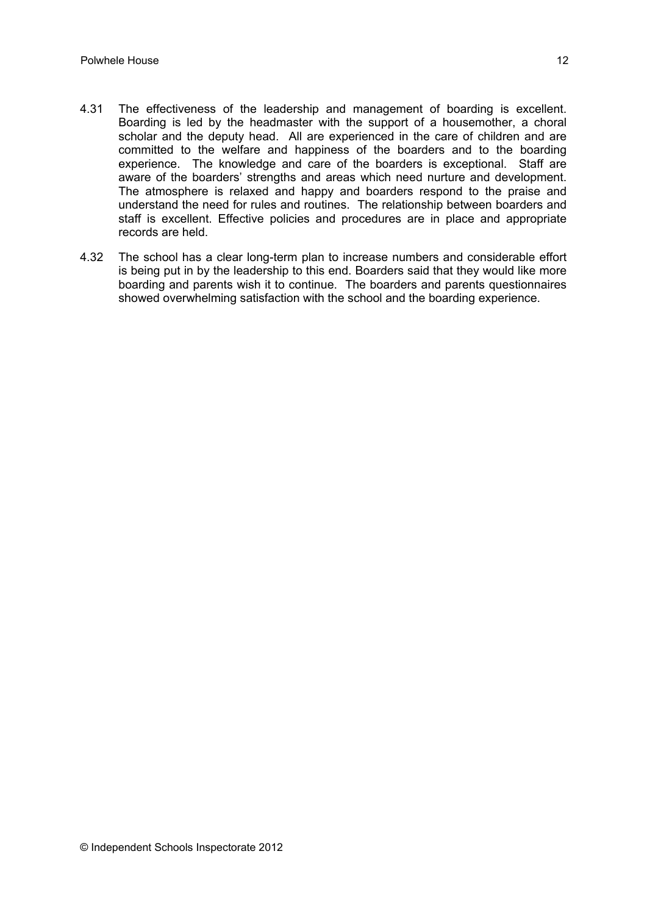4.31 The effectiveness of the leadership and management of boarding is excellent. Boarding is led by the headmaster with the support of a housemother, a choral scholar and the deputy head. All are experienced in the care of children and are committed to the welfare and happiness of the boarders and to the boarding experience. The knowledge and care of the boarders is exceptional. Staff are aware of the boarders' strengths and areas which need nurture and development. The atmosphere is relaxed and happy and boarders respond to the praise and understand the need for rules and routines. The relationship between boarders and staff is excellent. Effective policies and procedures are in place and appropriate records are held.

4.32 The school has a clear long-term plan to increase numbers and considerable effort is being put in by the leadership to this end. Boarders said that they would like more boarding and parents wish it to continue. The boarders and parents questionnaires showed overwhelming satisfaction with the school and the boarding experience.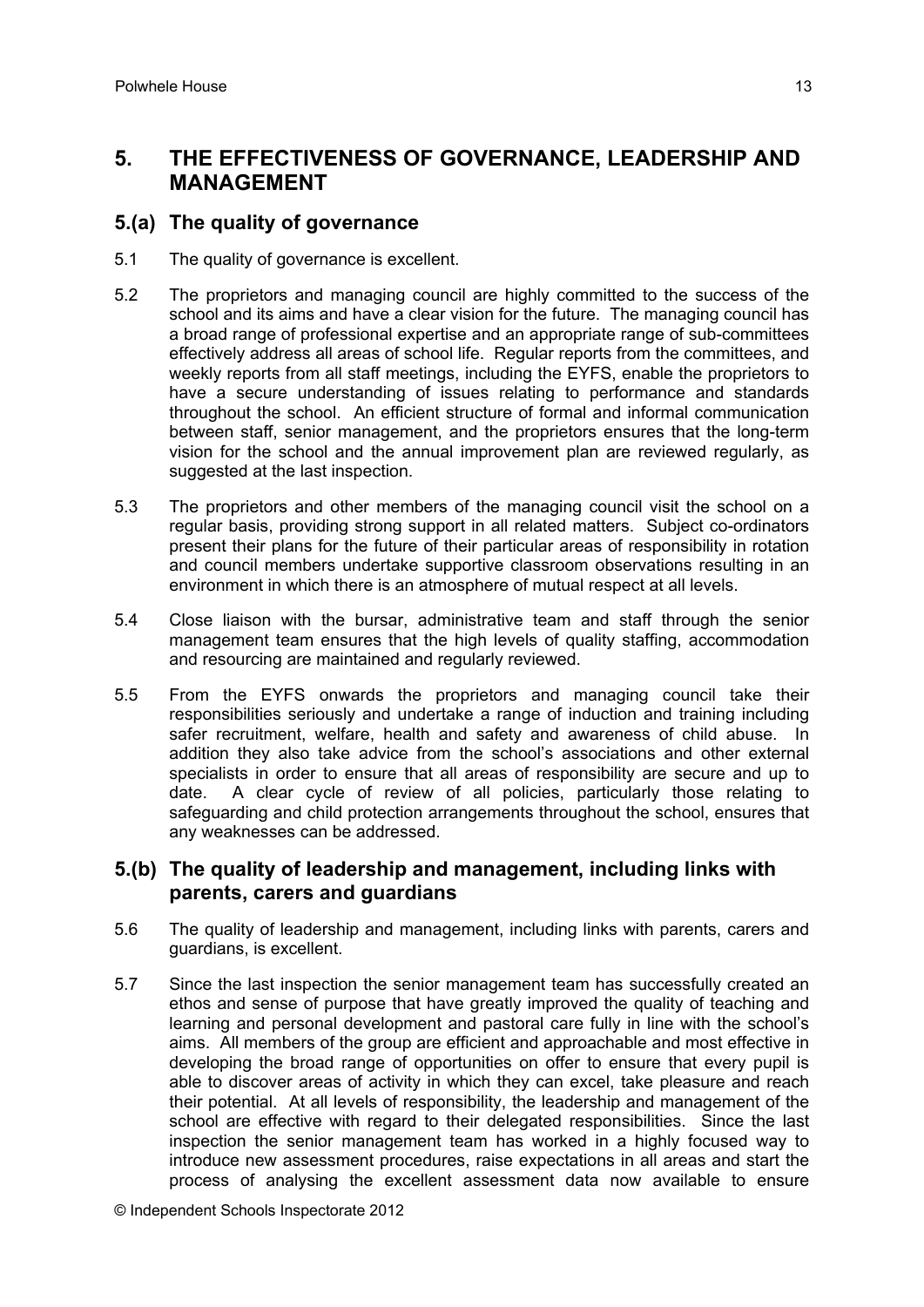## 5. THE EFFECTIVENESS OF GOVERNANCE, LEADERSHIP AND MANAGEMENT

### 5.(a) The quality of governance

5.1 The quality of governance is excellent.

5.2 The proprietors and managing council are highly committed to the success of the school and its aims and have a clear vision for the future. The managing council has a broad range of professional expertise and an appropriate range of sub-committees effectively address all areas of school life. Regular reports from the committees, and weekly reports from all staff meetings, including the EYFS, enable the proprietors to have a secure understanding of issues relating to performance and standards throughout the school. An efficient structure of formal and informal communication between staff, senior management, and the proprietors ensures that the long-term vision for the school and the annual improvement plan are reviewed regularly, as suggested at the last inspection.

5.3 The proprietors and other members of the managing council visit the school on a regular basis, providing strong support in all related matters. Subject co-ordinators present their plans for the future of their particular areas of responsibility in rotation and council members undertake supportive classroom observations resulting in an environment in which there is an atmosphere of mutual respect at all levels.

5.4 Close liaison with the bursar, administrative team and staff through the senior management team ensures that the high levels of quality staffing, accommodation and resourcing are maintained and regularly reviewed.

5.5 From the EYFS onwards the proprietors and managing council take their responsibilities seriously and undertake a range of induction and training including safer recruitment, welfare, health and safety and awareness of child abuse. In addition they also take advice from the school's associations and other external specialists in order to ensure that all areas of responsibility are secure and up to date. A clear cycle of review of all policies, particularly those relating to safeguarding and child protection arrangements throughout the school, ensures that any weaknesses can be addressed.

### 5.(b) The quality of leadership and management, including links with parents, carers and guardians

5.6 The quality of leadership and management, including links with parents, carers and guardians, is excellent.

5.7 Since the last inspection the senior management team has successfully created an ethos and sense of purpose that have greatly improved the quality of teaching and learning and personal development and pastoral care fully in line with the school's aims. All members of the group are efficient and approachable and most effective in developing the broad range of opportunities on offer to ensure that every pupil is able to discover areas of activity in which they can excel, take pleasure and reach their potential. At all levels of responsibility, the leadership and management of the school are effective with regard to their delegated responsibilities. Since the last inspection the senior management team has worked in a highly focused way to introduce new assessment procedures, raise expectations in all areas and start the process of analysing the excellent assessment data now available to ensure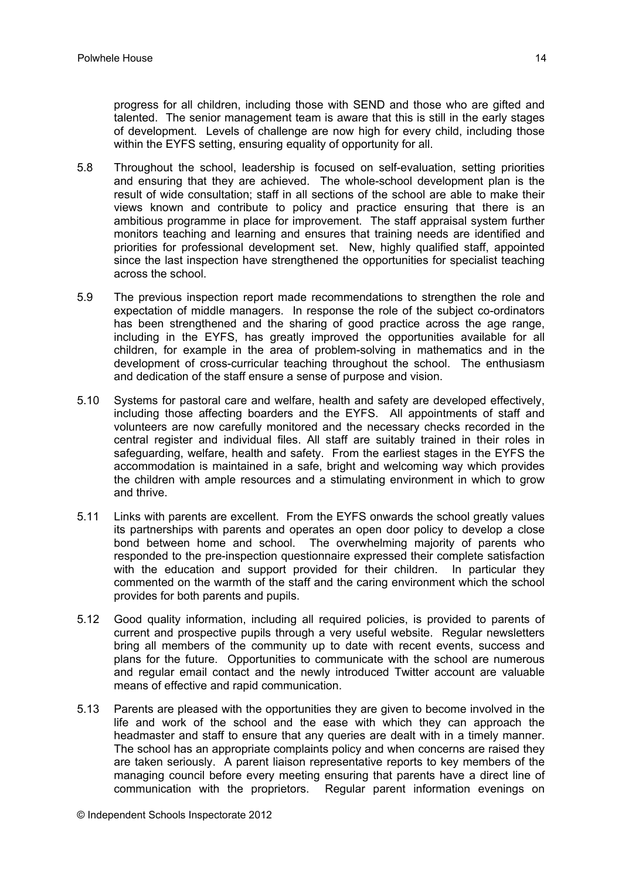progress for all children, including those with SEND and those who are gifted and talented. The senior management team is aware that this is still in the early stages of development. Levels of challenge are now high for every child, including those within the EYFS setting, ensuring equality of opportunity for all.

5.8 Throughout the school, leadership is focused on self-evaluation, setting priorities and ensuring that they are achieved. The whole-school development plan is the result of wide consultation; staff in all sections of the school are able to make their views known and contribute to policy and practice ensuring that there is an ambitious programme in place for improvement. The staff appraisal system further monitors teaching and learning and ensures that training needs are identified and priorities for professional development set. New, highly qualified staff, appointed since the last inspection have strengthened the opportunities for specialist teaching across the school.

5.9 The previous inspection report made recommendations to strengthen the role and expectation of middle managers. In response the role of the subject co-ordinators has been strengthened and the sharing of good practice across the age range, including in the EYFS, has greatly improved the opportunities available for all children, for example in the area of problem-solving in mathematics and in the development of cross-curricular teaching throughout the school. The enthusiasm and dedication of the staff ensure a sense of purpose and vision.

5.10 Systems for pastoral care and welfare, health and safety are developed effectively, including those affecting boarders and the EYFS. All appointments of staff and volunteers are now carefully monitored and the necessary checks recorded in the central register and individual files. All staff are suitably trained in their roles in safeguarding, welfare, health and safety. From the earliest stages in the EYFS the accommodation is maintained in a safe, bright and welcoming way which provides the children with ample resources and a stimulating environment in which to grow and thrive.

5.11 Links with parents are excellent. From the EYFS onwards the school greatly values its partnerships with parents and operates an open door policy to develop a close bond between home and school. The overwhelming majority of parents who responded to the pre-inspection questionnaire expressed their complete satisfaction with the education and support provided for their children. In particular they commented on the warmth of the staff and the caring environment which the school provides for both parents and pupils.

5.12 Good quality information, including all required policies, is provided to parents of current and prospective pupils through a very useful website. Regular newsletters bring all members of the community up to date with recent events, success and plans for the future. Opportunities to communicate with the school are numerous and regular email contact and the newly introduced Twitter account are valuable means of effective and rapid communication.

5.13 Parents are pleased with the opportunities they are given to become involved in the life and work of the school and the ease with which they can approach the headmaster and staff to ensure that any queries are dealt with in a timely manner. The school has an appropriate complaints policy and when concerns are raised they are taken seriously. A parent liaison representative reports to key members of the managing council before every meeting ensuring that parents have a direct line of communication with the proprietors. Regular parent information evenings on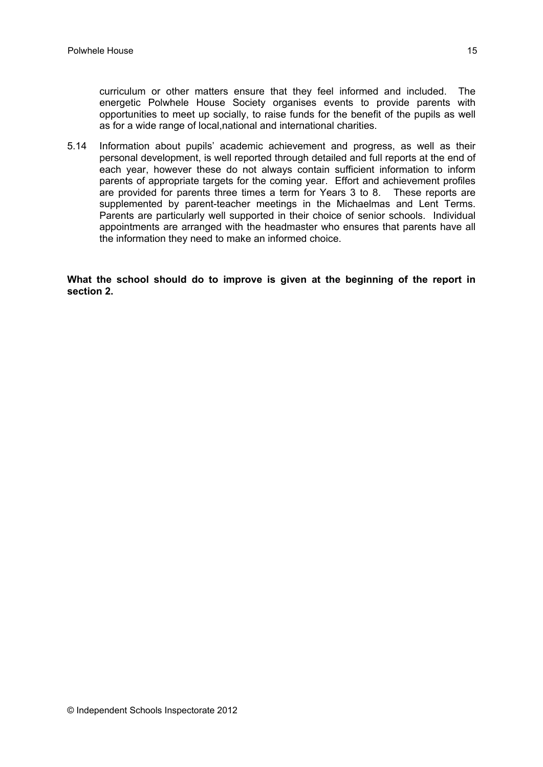curriculum or other matters ensure that they feel informed and included. The energetic Polwhele House Society organises events to provide parents with opportunities to meet up socially, to raise funds for the benefit of the pupils as well as for a wide range of local,national and international charities.

5.14 Information about pupils' academic achievement and progress, as well as their personal development, is well reported through detailed and full reports at the end of each year, however these do not always contain sufficient information to inform parents of appropriate targets for the coming year. Effort and achievement profiles are provided for parents three times a term for Years 3 to 8. These reports are supplemented by parent-teacher meetings in the Michaelmas and Lent Terms. Parents are particularly well supported in their choice of senior schools. Individual appointments are arranged with the headmaster who ensures that parents have all the information they need to make an informed choice.

**What the school should do to improve is given at the beginning of the report in section 2.**

© Independent Schools Inspectorate 2012